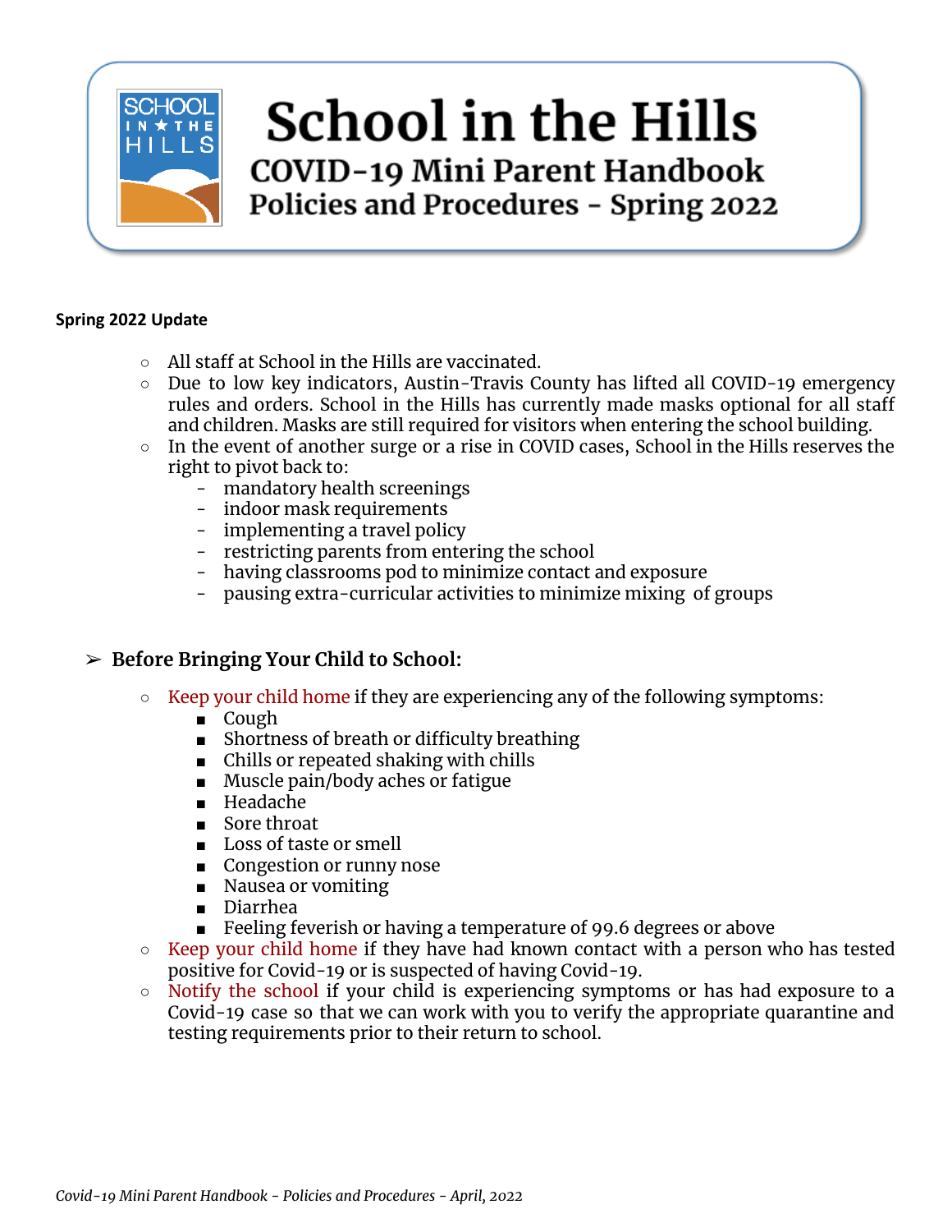# School in the Hills

## COVID-19 Mini Parent Handbook

## Policies and Procedures - Spring 2022

**Spring 2022 Update**

- All staff at School in the Hills are vaccinated.
- Due to low key indicators, Austin-Travis County has lifted all COVID-19 emergency rules and orders. School in the Hills has currently made masks optional for all staff and children. Masks are still required for visitors when entering the school building.
- In the event of another surge or a rise in COVID cases, School in the Hills reserves the right to pivot back to:
  - mandatory health screenings
  - indoor mask requirements
  - implementing a travel policy
  - restricting parents from entering the school
  - having classrooms pod to minimize contact and exposure
  - pausing extra-curricular activities to minimize mixing of groups

### ➢ Before Bringing Your Child to School:

- Keep your child home if they are experiencing any of the following symptoms:
  - Cough
  - Shortness of breath or difficulty breathing
  - Chills or repeated shaking with chills
  - Muscle pain/body aches or fatigue
  - Headache
  - Sore throat
  - Loss of taste or smell
  - Congestion or runny nose
  - Nausea or vomiting
  - Diarrhea
  - Feeling feverish or having a temperature of 99.6 degrees or above
- Keep your child home if they have had known contact with a person who has tested positive for Covid-19 or is suspected of having Covid-19.
- Notify the school if your child is experiencing symptoms or has had exposure to a Covid-19 case so that we can work with you to verify the appropriate quarantine and testing requirements prior to their return to school.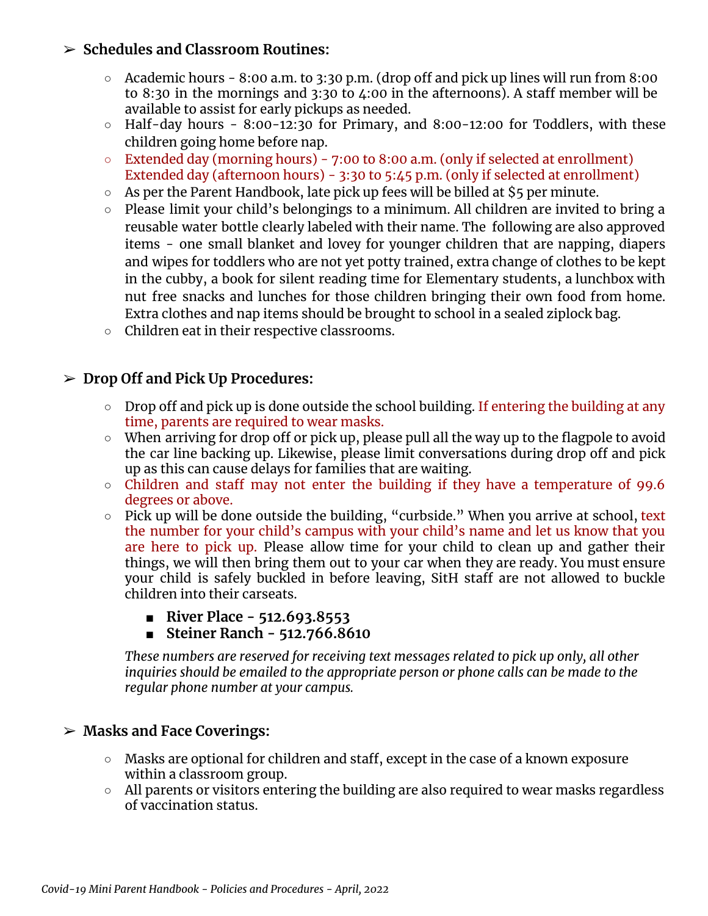- **Schedules and Classroom Routines:**
  - Academic hours - 8:00 a.m. to 3:30 p.m. (drop off and pick up lines will run from 8:00 to 8:30 in the mornings and 3:30 to 4:00 in the afternoons). A staff member will be available to assist for early pickups as needed.
  - Half-day hours - 8:00-12:30 for Primary, and 8:00-12:00 for Toddlers, with these children going home before nap.
  - Extended day (morning hours) - 7:00 to 8:00 a.m. (only if selected at enrollment) Extended day (afternoon hours) - 3:30 to 5:45 p.m. (only if selected at enrollment)
  - As per the Parent Handbook, late pick up fees will be billed at $5 per minute.
  - Please limit your child's belongings to a minimum. All children are invited to bring a reusable water bottle clearly labeled with their name. The following are also approved items - one small blanket and lovey for younger children that are napping, diapers and wipes for toddlers who are not yet potty trained, extra change of clothes to be kept in the cubby, a book for silent reading time for Elementary students, a lunchbox with nut free snacks and lunches for those children bringing their own food from home. Extra clothes and nap items should be brought to school in a sealed ziplock bag.
  - Children eat in their respective classrooms.

- **Drop Off and Pick Up Procedures:**
  - Drop off and pick up is done outside the school building. If entering the building at any time, parents are required to wear masks.
  - When arriving for drop off or pick up, please pull all the way up to the flagpole to avoid the car line backing up. Likewise, please limit conversations during drop off and pick up as this can cause delays for families that are waiting.
  - Children and staff may not enter the building if they have a temperature of 99.6 degrees or above.
  - Pick up will be done outside the building, "curbside." When you arrive at school, text the number for your child's campus with your child's name and let us know that you are here to pick up. Please allow time for your child to clean up and gather their things, we will then bring them out to your car when they are ready. You must ensure your child is safely buckled in before leaving, SitH staff are not allowed to buckle children into their carseats.
    - **River Place - 512.693.8553**
    - **Steiner Ranch - 512.766.8610**

    *These numbers are reserved for receiving text messages related to pick up only, all other inquiries should be emailed to the appropriate person or phone calls can be made to the regular phone number at your campus.*

- **Masks and Face Coverings:**
  - Masks are optional for children and staff, except in the case of a known exposure within a classroom group.
  - All parents or visitors entering the building are also required to wear masks regardless of vaccination status.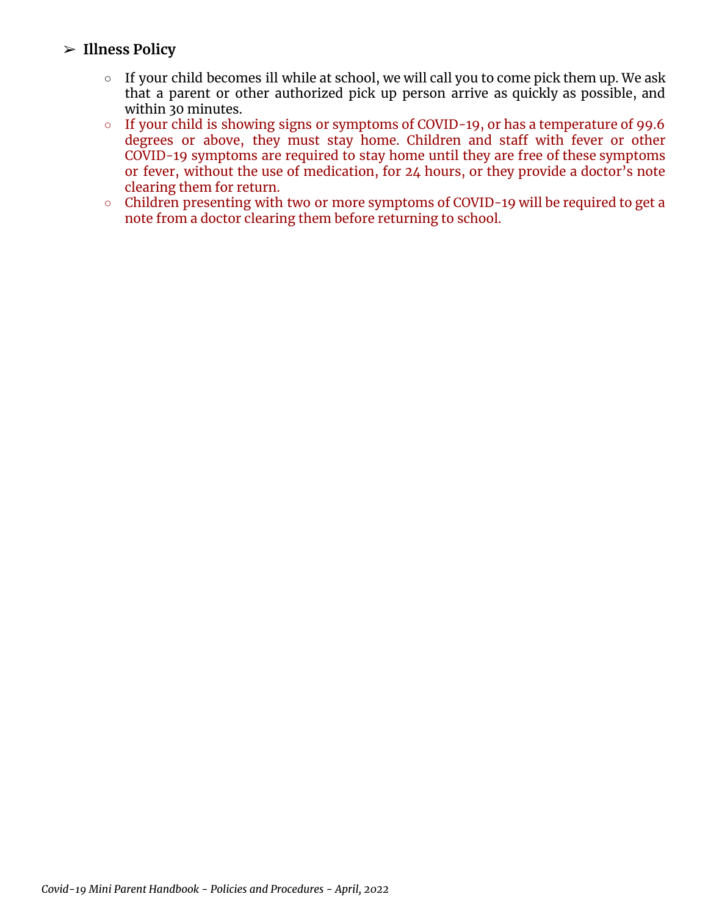- **Illness Policy**
  - If your child becomes ill while at school, we will call you to come pick them up. We ask that a parent or other authorized pick up person arrive as quickly as possible, and within 30 minutes.
  - If your child is showing signs or symptoms of COVID-19, or has a temperature of 99.6 degrees or above, they must stay home. Children and staff with fever or other COVID-19 symptoms are required to stay home until they are free of these symptoms or fever, without the use of medication, for 24 hours, or they provide a doctor's note clearing them for return.
  - Children presenting with two or more symptoms of COVID-19 will be required to get a note from a doctor clearing them before returning to school.